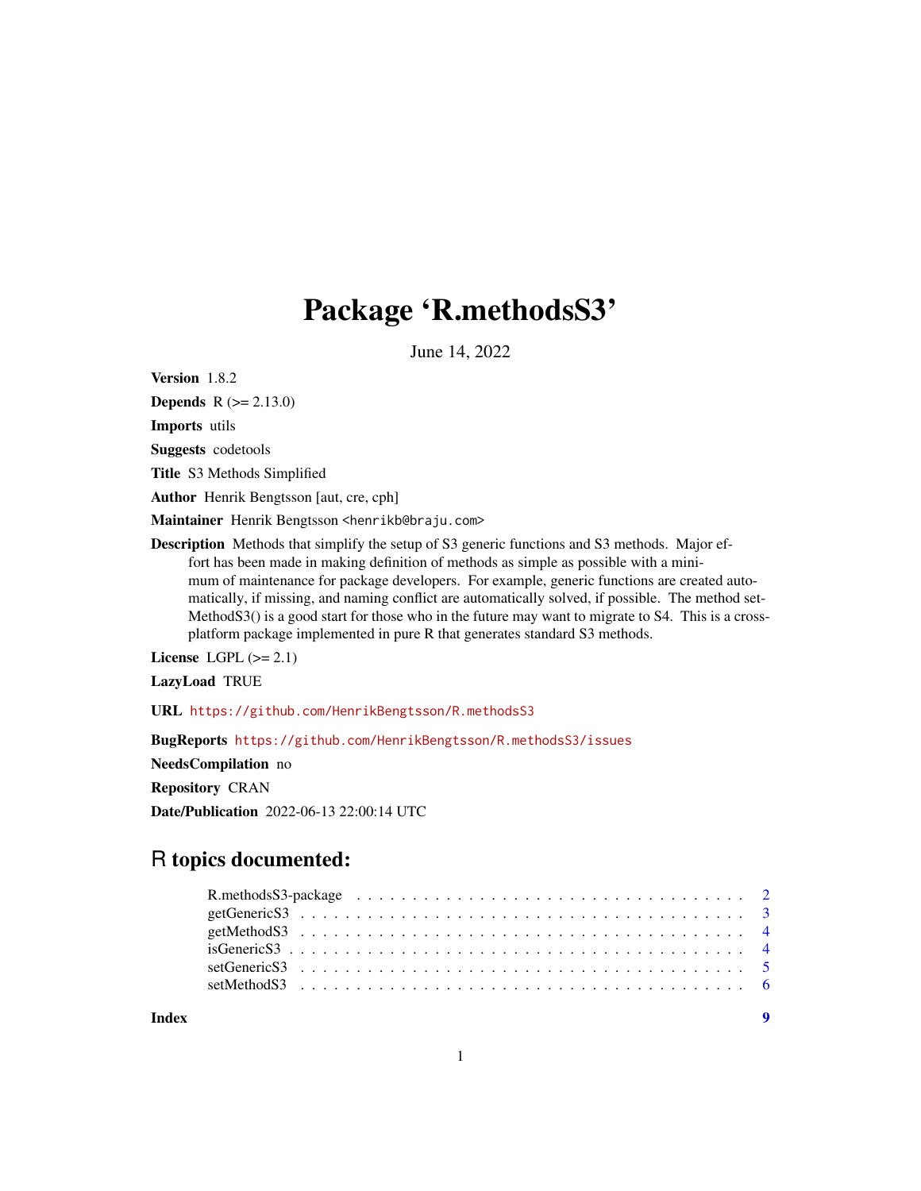# Package 'R.methodsS3'

June 14, 2022

**Version** 1.8.2

**Depends** R (>= 2.13.0)

**Imports** utils

**Suggests** codetools

**Title** S3 Methods Simplified

**Author** Henrik Bengtsson [aut, cre, cph]

**Maintainer** Henrik Bengtsson <henrikb@braju.com>

**Description** Methods that simplify the setup of S3 generic functions and S3 methods. Major effort has been made in making definition of methods as simple as possible with a minimum of maintenance for package developers. For example, generic functions are created automatically, if missing, and naming conflict are automatically solved, if possible. The method setMethodS3() is a good start for those who in the future may want to migrate to S4. This is a cross-platform package implemented in pure R that generates standard S3 methods.

**License** LGPL (>= 2.1)

**LazyLoad** TRUE

**URL** https://github.com/HenrikBengtsson/R.methodsS3

**BugReports** https://github.com/HenrikBengtsson/R.methodsS3/issues

**NeedsCompilation** no

**Repository** CRAN

**Date/Publication** 2022-06-13 22:00:14 UTC

## R topics documented:

| | |
|---|---|
| R.methodsS3-package | 2 |
| getGenericS3 | 3 |
| getMethodS3 | 4 |
| isGenericS3 | 4 |
| setGenericS3 | 5 |
| setMethodS3 | 6 |
| **Index** | **9** |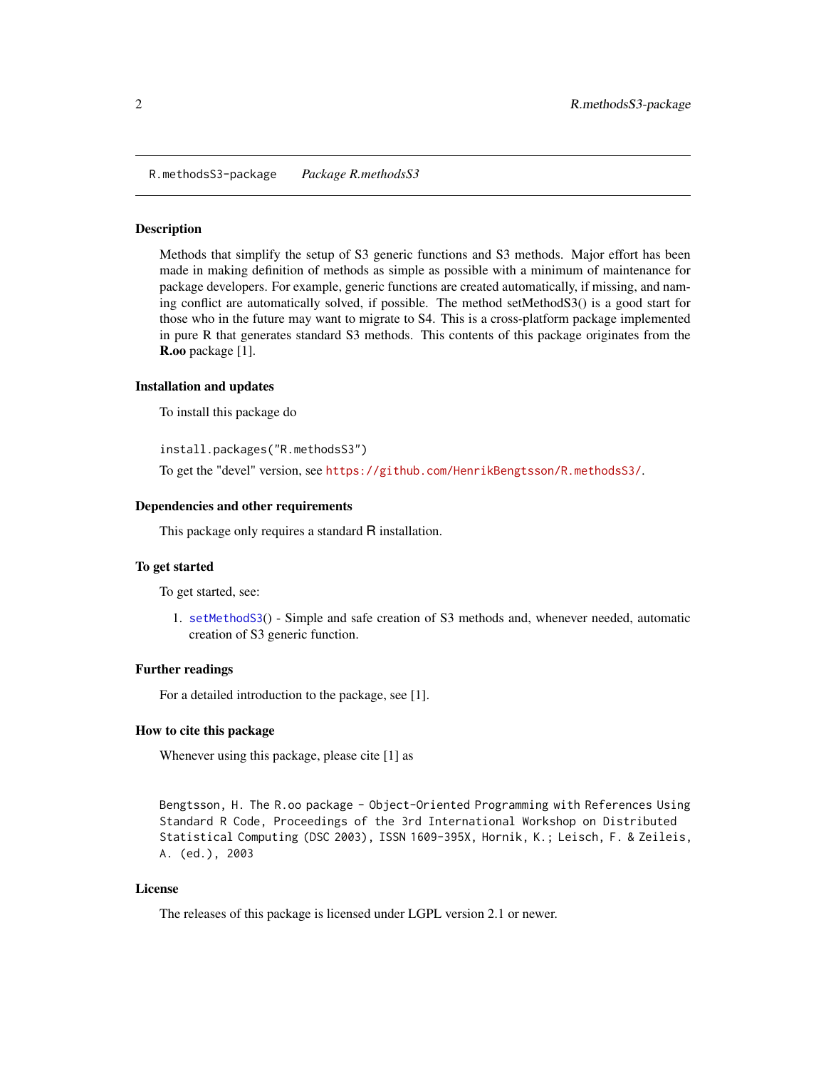R.methodsS3-package *Package R.methodsS3*

## Description

Methods that simplify the setup of S3 generic functions and S3 methods. Major effort has been made in making definition of methods as simple as possible with a minimum of maintenance for package developers. For example, generic functions are created automatically, if missing, and naming conflict are automatically solved, if possible. The method setMethodS3() is a good start for those who in the future may want to migrate to S4. This is a cross-platform package implemented in pure R that generates standard S3 methods. This contents of this package originates from the **R.oo** package [1].

## Installation and updates

To install this package do

```
install.packages("R.methodsS3")
```

To get the "devel" version, see https://github.com/HenrikBengtsson/R.methodsS3/.

## Dependencies and other requirements

This package only requires a standard R installation.

## To get started

To get started, see:

1. setMethodS3() - Simple and safe creation of S3 methods and, whenever needed, automatic creation of S3 generic function.

## Further readings

For a detailed introduction to the package, see [1].

## How to cite this package

Whenever using this package, please cite [1] as

```
Bengtsson, H. The R.oo package - Object-Oriented Programming with References Using
Standard R Code, Proceedings of the 3rd International Workshop on Distributed
Statistical Computing (DSC 2003), ISSN 1609-395X, Hornik, K.; Leisch, F. & Zeileis,
A. (ed.), 2003
```

## License

The releases of this package is licensed under LGPL version 2.1 or newer.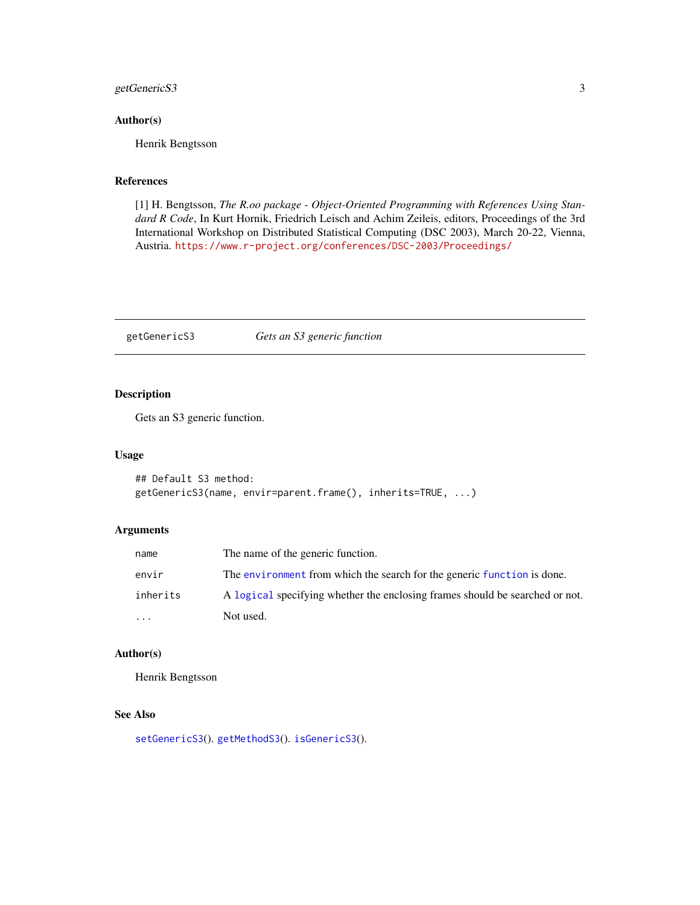## Author(s)

Henrik Bengtsson

## References

[1] H. Bengtsson, *The R.oo package - Object-Oriented Programming with References Using Standard R Code*, In Kurt Hornik, Friedrich Leisch and Achim Zeileis, editors, Proceedings of the 3rd International Workshop on Distributed Statistical Computing (DSC 2003), March 20-22, Vienna, Austria. https://www.r-project.org/conferences/DSC-2003/Proceedings/

---

# getGenericS3 — *Gets an S3 generic function*

## Description

Gets an S3 generic function.

## Usage

```
## Default S3 method:
getGenericS3(name, envir=parent.frame(), inherits=TRUE, ...)
```

## Arguments

| | |
|---|---|
| `name` | The name of the generic function. |
| `envir` | The `environment` from which the search for the generic `function` is done. |
| `inherits` | A `logical` specifying whether the enclosing frames should be searched or not. |
| `...` | Not used. |

## Author(s)

Henrik Bengtsson

## See Also

`setGenericS3`(). `getMethodS3`(). `isGenericS3`().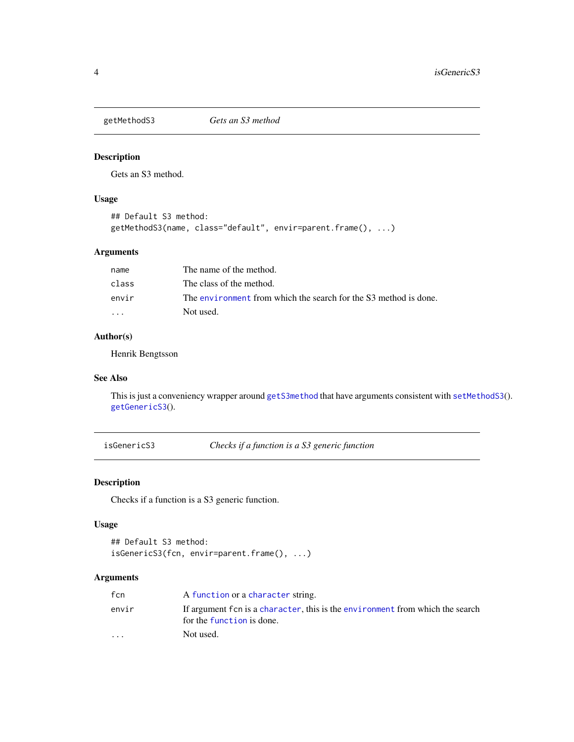## getMethodS3 — *Gets an S3 method*

### Description

Gets an S3 method.

### Usage

```
## Default S3 method:
getMethodS3(name, class="default", envir=parent.frame(), ...)
```

### Arguments

| | |
|---|---|
| `name` | The name of the method. |
| `class` | The class of the method. |
| `envir` | The `environment` from which the search for the S3 method is done. |
| `...` | Not used. |

### Author(s)

Henrik Bengtsson

### See Also

This is just a conveniency wrapper around `getS3method` that have arguments consistent with `setMethodS3`(). `getGenericS3`().

## isGenericS3 — *Checks if a function is a S3 generic function*

### Description

Checks if a function is a S3 generic function.

### Usage

```
## Default S3 method:
isGenericS3(fcn, envir=parent.frame(), ...)
```

### Arguments

| | |
|---|---|
| `fcn` | A `function` or a `character` string. |
| `envir` | If argument `fcn` is a `character`, this is the `environment` from which the search for the `function` is done. |
| `...` | Not used. |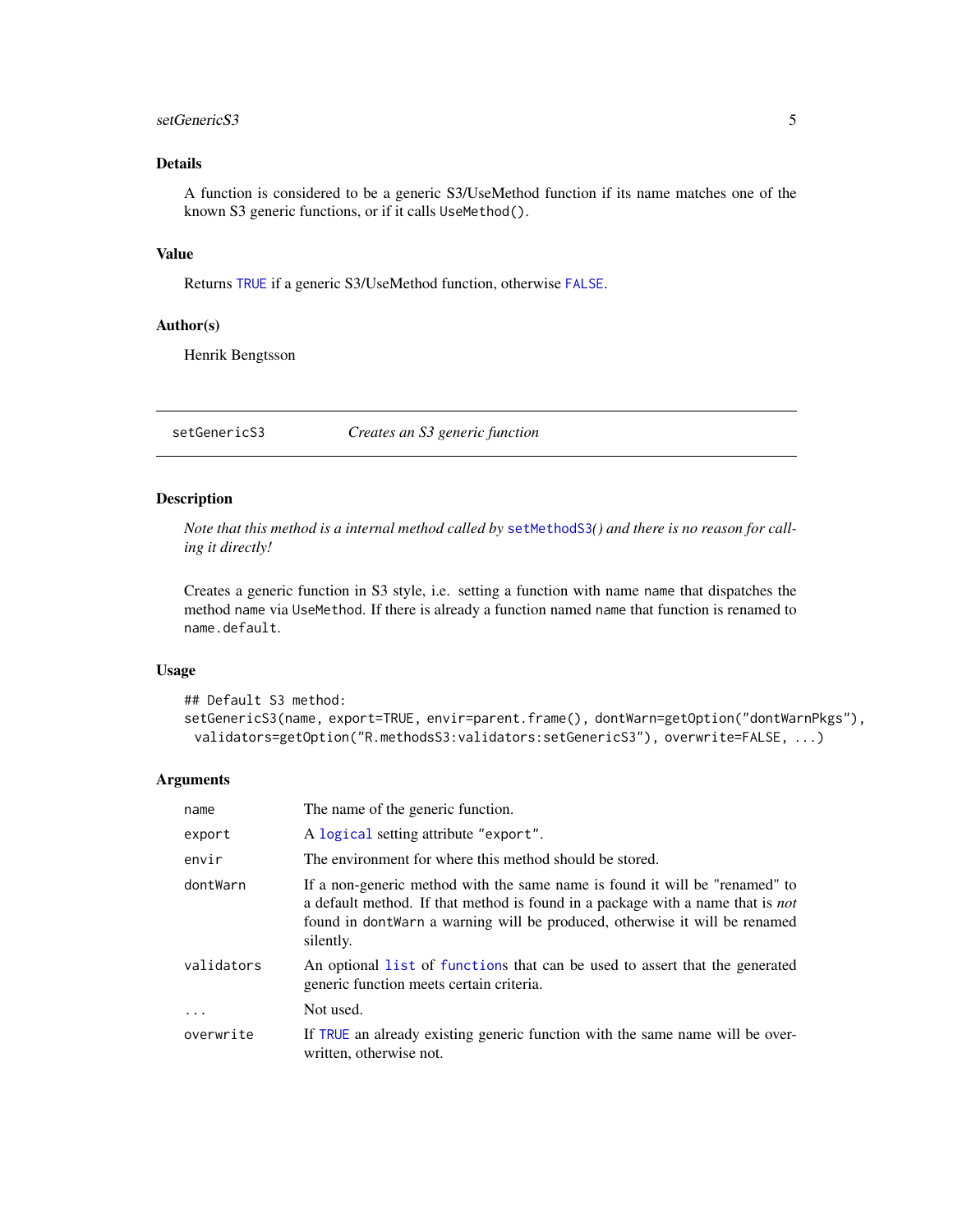## Details

A function is considered to be a generic S3/UseMethod function if its name matches one of the known S3 generic functions, or if it calls `UseMethod()`.

## Value

Returns `TRUE` if a generic S3/UseMethod function, otherwise `FALSE`.

## Author(s)

Henrik Bengtsson

---

# setGenericS3 — *Creates an S3 generic function*

## Description

*Note that this method is a internal method called by* `setMethodS3`*() and there is no reason for calling it directly!*

Creates a generic function in S3 style, i.e. setting a function with name `name` that dispatches the method `name` via `UseMethod`. If there is already a function named `name` that function is renamed to `name.default`.

## Usage

```
## Default S3 method:
setGenericS3(name, export=TRUE, envir=parent.frame(), dontWarn=getOption("dontWarnPkgs"),
  validators=getOption("R.methodsS3:validators:setGenericS3"), overwrite=FALSE, ...)
```

## Arguments

| | |
|---|---|
| `name` | The name of the generic function. |
| `export` | A `logical` setting attribute `"export"`. |
| `envir` | The environment for where this method should be stored. |
| `dontWarn` | If a non-generic method with the same name is found it will be "renamed" to a default method. If that method is found in a package with a name that is *not* found in `dontWarn` a warning will be produced, otherwise it will be renamed silently. |
| `validators` | An optional `list` of `function`s that can be used to assert that the generated generic function meets certain criteria. |
| `...` | Not used. |
| `overwrite` | If `TRUE` an already existing generic function with the same name will be overwritten, otherwise not. |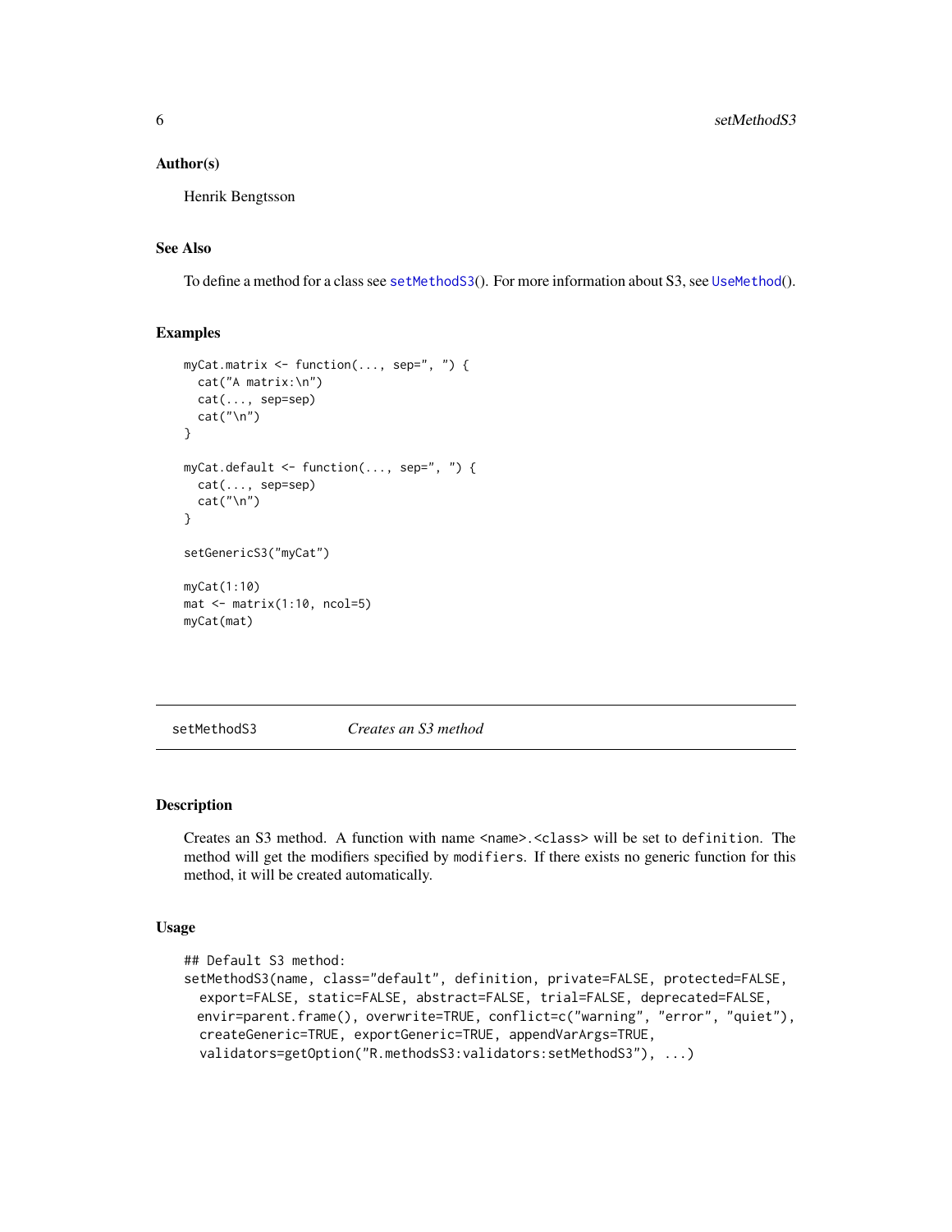### Author(s)

Henrik Bengtsson

### See Also

To define a method for a class see setMethodS3(). For more information about S3, see UseMethod().

### Examples

```
myCat.matrix <- function(..., sep=", ") {
  cat("A matrix:\n")
  cat(..., sep=sep)
  cat("\n")
}

myCat.default <- function(..., sep=", ") {
  cat(..., sep=sep)
  cat("\n")
}

setGenericS3("myCat")

myCat(1:10)
mat <- matrix(1:10, ncol=5)
myCat(mat)
```

---

## setMethodS3 — *Creates an S3 method*

### Description

Creates an S3 method. A function with name `<name>.<class>` will be set to `definition`. The method will get the modifiers specified by `modifiers`. If there exists no generic function for this method, it will be created automatically.

### Usage

```
## Default S3 method:
setMethodS3(name, class="default", definition, private=FALSE, protected=FALSE,
  export=FALSE, static=FALSE, abstract=FALSE, trial=FALSE, deprecated=FALSE,
  envir=parent.frame(), overwrite=TRUE, conflict=c("warning", "error", "quiet"),
  createGeneric=TRUE, exportGeneric=TRUE, appendVarArgs=TRUE,
  validators=getOption("R.methodsS3:validators:setMethodS3"), ...)
```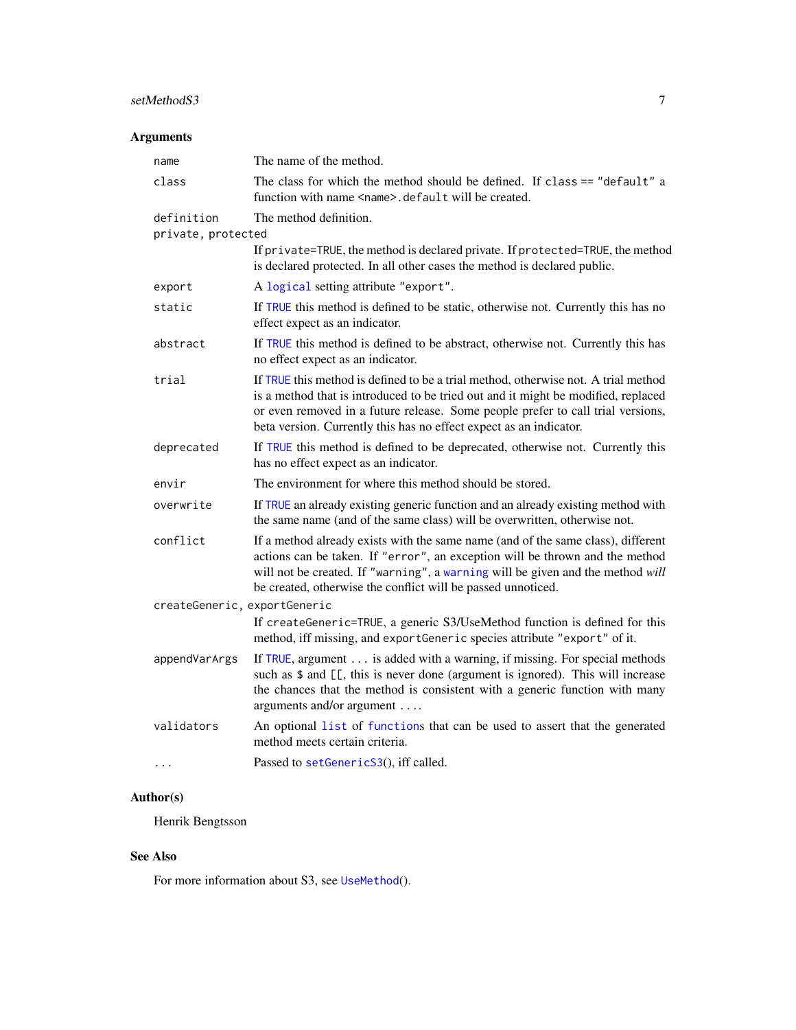## Arguments

| | |
|---|---|
| `name` | The name of the method. |
| `class` | The class for which the method should be defined. If `class == "default"` a function with name `<name>.default` will be created. |
| `definition` | The method definition. |
| `private, protected` | If `private=TRUE`, the method is declared private. If `protected=TRUE`, the method is declared protected. In all other cases the method is declared public. |
| `export` | A `logical` setting attribute `"export"`. |
| `static` | If `TRUE` this method is defined to be static, otherwise not. Currently this has no effect expect as an indicator. |
| `abstract` | If `TRUE` this method is defined to be abstract, otherwise not. Currently this has no effect expect as an indicator. |
| `trial` | If `TRUE` this method is defined to be a trial method, otherwise not. A trial method is a method that is introduced to be tried out and it might be modified, replaced or even removed in a future release. Some people prefer to call trial versions, beta version. Currently this has no effect expect as an indicator. |
| `deprecated` | If `TRUE` this method is defined to be deprecated, otherwise not. Currently this has no effect expect as an indicator. |
| `envir` | The environment for where this method should be stored. |
| `overwrite` | If `TRUE` an already existing generic function and an already existing method with the same name (and of the same class) will be overwritten, otherwise not. |
| `conflict` | If a method already exists with the same name (and of the same class), different actions can be taken. If `"error"`, an exception will be thrown and the method will not be created. If `"warning"`, a `warning` will be given and the method *will* be created, otherwise the conflict will be passed unnoticed. |
| `createGeneric, exportGeneric` | If `createGeneric=TRUE`, a generic S3/UseMethod function is defined for this method, iff missing, and `exportGeneric` species attribute `"export"` of it. |
| `appendVarArgs` | If `TRUE`, argument `...` is added with a warning, if missing. For special methods such as `$` and `[[`, this is never done (argument is ignored). This will increase the chances that the method is consistent with a generic function with many arguments and/or argument `...`. |
| `validators` | An optional `list` of `function`s that can be used to assert that the generated method meets certain criteria. |
| `...` | Passed to `setGenericS3()`, iff called. |

## Author(s)

Henrik Bengtsson

## See Also

For more information about S3, see `UseMethod()`.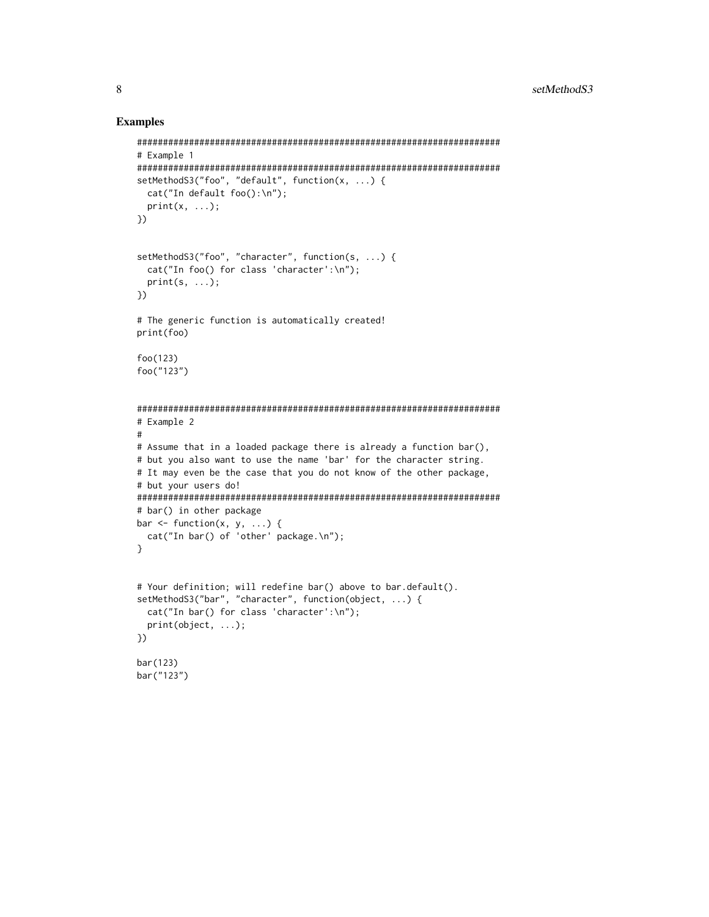## Examples

```
######################################################################
# Example 1
######################################################################
setMethodS3("foo", "default", function(x, ...) {
  cat("In default foo():\n");
  print(x, ...);
})


setMethodS3("foo", "character", function(s, ...) {
  cat("In foo() for class 'character':\n");
  print(s, ...);
})

# The generic function is automatically created!
print(foo)

foo(123)
foo("123")


######################################################################
# Example 2
#
# Assume that in a loaded package there is already a function bar(),
# but you also want to use the name 'bar' for the character string.
# It may even be the case that you do not know of the other package,
# but your users do!
######################################################################
# bar() in other package
bar <- function(x, y, ...) {
  cat("In bar() of 'other' package.\n");
}


# Your definition; will redefine bar() above to bar.default().
setMethodS3("bar", "character", function(object, ...) {
  cat("In bar() for class 'character':\n");
  print(object, ...);
})

bar(123)
bar("123")
```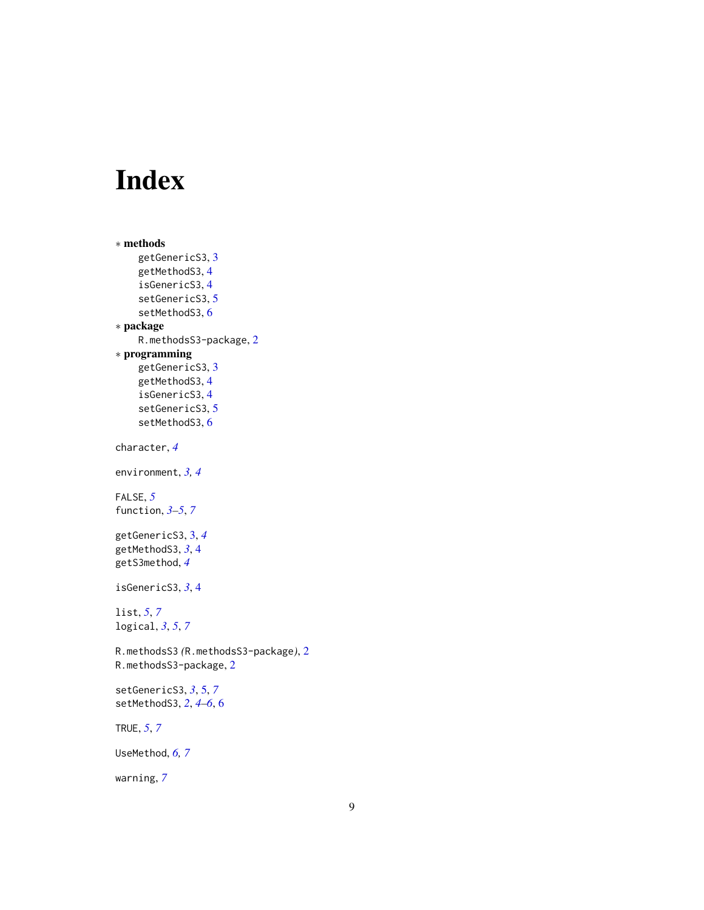# Index

∗ **methods**
  getGenericS3, 3
  getMethodS3, 4
  isGenericS3, 4
  setGenericS3, 5
  setMethodS3, 6

∗ **package**
  R.methodsS3-package, 2

∗ **programming**
  getGenericS3, 3
  getMethodS3, 4
  isGenericS3, 4
  setGenericS3, 5
  setMethodS3, 6

character, *4*

environment, *3, 4*

FALSE, *5*
function, *3–5*, *7*

getGenericS3, 3, *4*
getMethodS3, *3*, 4
getS3method, *4*

isGenericS3, *3*, 4

list, *5*, *7*
logical, *3*, *5*, *7*

R.methodsS3 *(*R.methodsS3-package*)*, 2
R.methodsS3-package, 2

setGenericS3, *3*, 5, *7*
setMethodS3, *2*, *4–6*, 6

TRUE, *5*, *7*

UseMethod, *6, 7*

warning, *7*